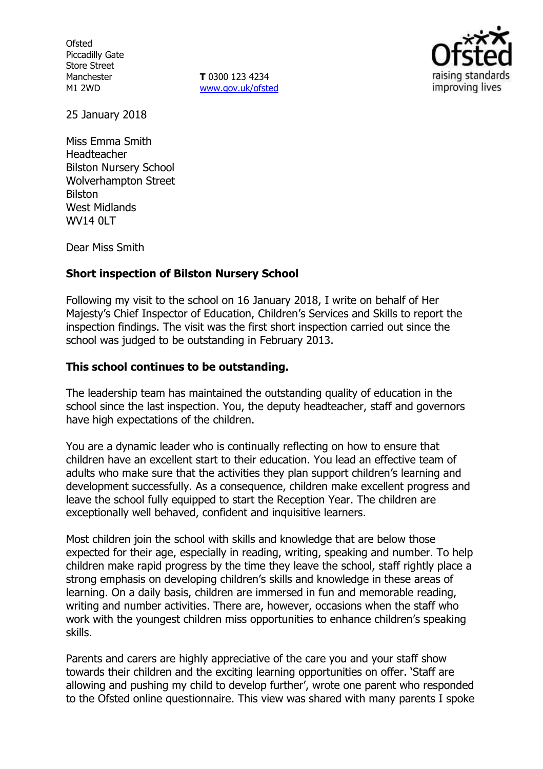Ofsted
Piccadilly Gate
Store Street
Manchester
M1 2WD

**T** 0300 123 4234
www.gov.uk/ofsted

25 January 2018

Miss Emma Smith
Headteacher
Bilston Nursery School
Wolverhampton Street
Bilston
West Midlands
WV14 0LT

Dear Miss Smith

**Short inspection of Bilston Nursery School**

Following my visit to the school on 16 January 2018, I write on behalf of Her Majesty's Chief Inspector of Education, Children's Services and Skills to report the inspection findings. The visit was the first short inspection carried out since the school was judged to be outstanding in February 2013.

**This school continues to be outstanding.**

The leadership team has maintained the outstanding quality of education in the school since the last inspection. You, the deputy headteacher, staff and governors have high expectations of the children.

You are a dynamic leader who is continually reflecting on how to ensure that children have an excellent start to their education. You lead an effective team of adults who make sure that the activities they plan support children's learning and development successfully. As a consequence, children make excellent progress and leave the school fully equipped to start the Reception Year. The children are exceptionally well behaved, confident and inquisitive learners.

Most children join the school with skills and knowledge that are below those expected for their age, especially in reading, writing, speaking and number. To help children make rapid progress by the time they leave the school, staff rightly place a strong emphasis on developing children's skills and knowledge in these areas of learning. On a daily basis, children are immersed in fun and memorable reading, writing and number activities. There are, however, occasions when the staff who work with the youngest children miss opportunities to enhance children's speaking skills.

Parents and carers are highly appreciative of the care you and your staff show towards their children and the exciting learning opportunities on offer. 'Staff are allowing and pushing my child to develop further', wrote one parent who responded to the Ofsted online questionnaire. This view was shared with many parents I spoke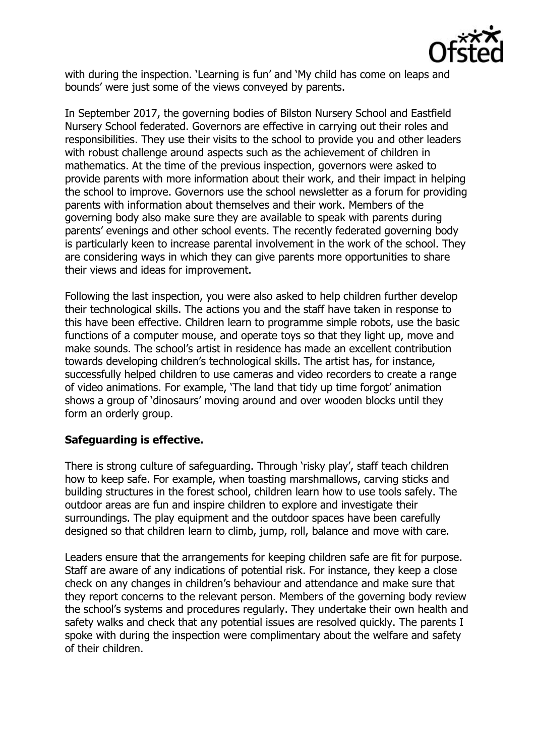with during the inspection. 'Learning is fun' and 'My child has come on leaps and bounds' were just some of the views conveyed by parents.

In September 2017, the governing bodies of Bilston Nursery School and Eastfield Nursery School federated. Governors are effective in carrying out their roles and responsibilities. They use their visits to the school to provide you and other leaders with robust challenge around aspects such as the achievement of children in mathematics. At the time of the previous inspection, governors were asked to provide parents with more information about their work, and their impact in helping the school to improve. Governors use the school newsletter as a forum for providing parents with information about themselves and their work. Members of the governing body also make sure they are available to speak with parents during parents' evenings and other school events. The recently federated governing body is particularly keen to increase parental involvement in the work of the school. They are considering ways in which they can give parents more opportunities to share their views and ideas for improvement.

Following the last inspection, you were also asked to help children further develop their technological skills. The actions you and the staff have taken in response to this have been effective. Children learn to programme simple robots, use the basic functions of a computer mouse, and operate toys so that they light up, move and make sounds. The school's artist in residence has made an excellent contribution towards developing children's technological skills. The artist has, for instance, successfully helped children to use cameras and video recorders to create a range of video animations. For example, 'The land that tidy up time forgot' animation shows a group of 'dinosaurs' moving around and over wooden blocks until they form an orderly group.

**Safeguarding is effective.**

There is strong culture of safeguarding. Through 'risky play', staff teach children how to keep safe. For example, when toasting marshmallows, carving sticks and building structures in the forest school, children learn how to use tools safely. The outdoor areas are fun and inspire children to explore and investigate their surroundings. The play equipment and the outdoor spaces have been carefully designed so that children learn to climb, jump, roll, balance and move with care.

Leaders ensure that the arrangements for keeping children safe are fit for purpose. Staff are aware of any indications of potential risk. For instance, they keep a close check on any changes in children's behaviour and attendance and make sure that they report concerns to the relevant person. Members of the governing body review the school's systems and procedures regularly. They undertake their own health and safety walks and check that any potential issues are resolved quickly. The parents I spoke with during the inspection were complimentary about the welfare and safety of their children.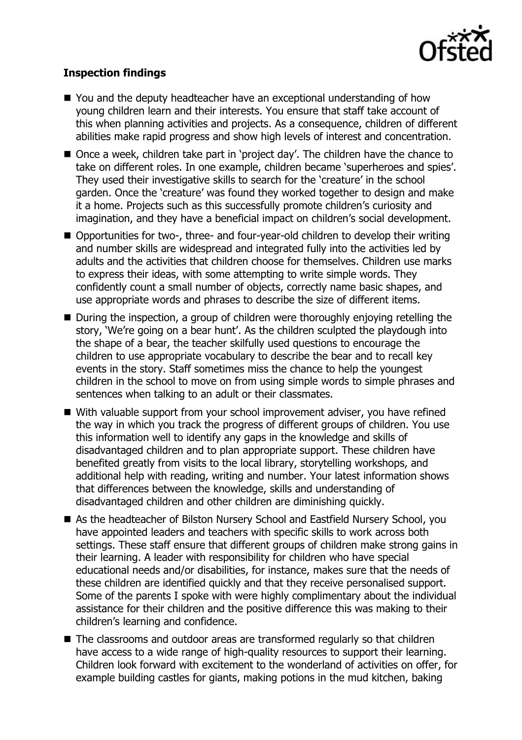**Inspection findings**

- You and the deputy headteacher have an exceptional understanding of how young children learn and their interests. You ensure that staff take account of this when planning activities and projects. As a consequence, children of different abilities make rapid progress and show high levels of interest and concentration.
- Once a week, children take part in 'project day'. The children have the chance to take on different roles. In one example, children became 'superheroes and spies'. They used their investigative skills to search for the 'creature' in the school garden. Once the 'creature' was found they worked together to design and make it a home. Projects such as this successfully promote children's curiosity and imagination, and they have a beneficial impact on children's social development.
- Opportunities for two-, three- and four-year-old children to develop their writing and number skills are widespread and integrated fully into the activities led by adults and the activities that children choose for themselves. Children use marks to express their ideas, with some attempting to write simple words. They confidently count a small number of objects, correctly name basic shapes, and use appropriate words and phrases to describe the size of different items.
- During the inspection, a group of children were thoroughly enjoying retelling the story, 'We're going on a bear hunt'. As the children sculpted the playdough into the shape of a bear, the teacher skilfully used questions to encourage the children to use appropriate vocabulary to describe the bear and to recall key events in the story. Staff sometimes miss the chance to help the youngest children in the school to move on from using simple words to simple phrases and sentences when talking to an adult or their classmates.
- With valuable support from your school improvement adviser, you have refined the way in which you track the progress of different groups of children. You use this information well to identify any gaps in the knowledge and skills of disadvantaged children and to plan appropriate support. These children have benefited greatly from visits to the local library, storytelling workshops, and additional help with reading, writing and number. Your latest information shows that differences between the knowledge, skills and understanding of disadvantaged children and other children are diminishing quickly.
- As the headteacher of Bilston Nursery School and Eastfield Nursery School, you have appointed leaders and teachers with specific skills to work across both settings. These staff ensure that different groups of children make strong gains in their learning. A leader with responsibility for children who have special educational needs and/or disabilities, for instance, makes sure that the needs of these children are identified quickly and that they receive personalised support. Some of the parents I spoke with were highly complimentary about the individual assistance for their children and the positive difference this was making to their children's learning and confidence.
- The classrooms and outdoor areas are transformed regularly so that children have access to a wide range of high-quality resources to support their learning. Children look forward with excitement to the wonderland of activities on offer, for example building castles for giants, making potions in the mud kitchen, baking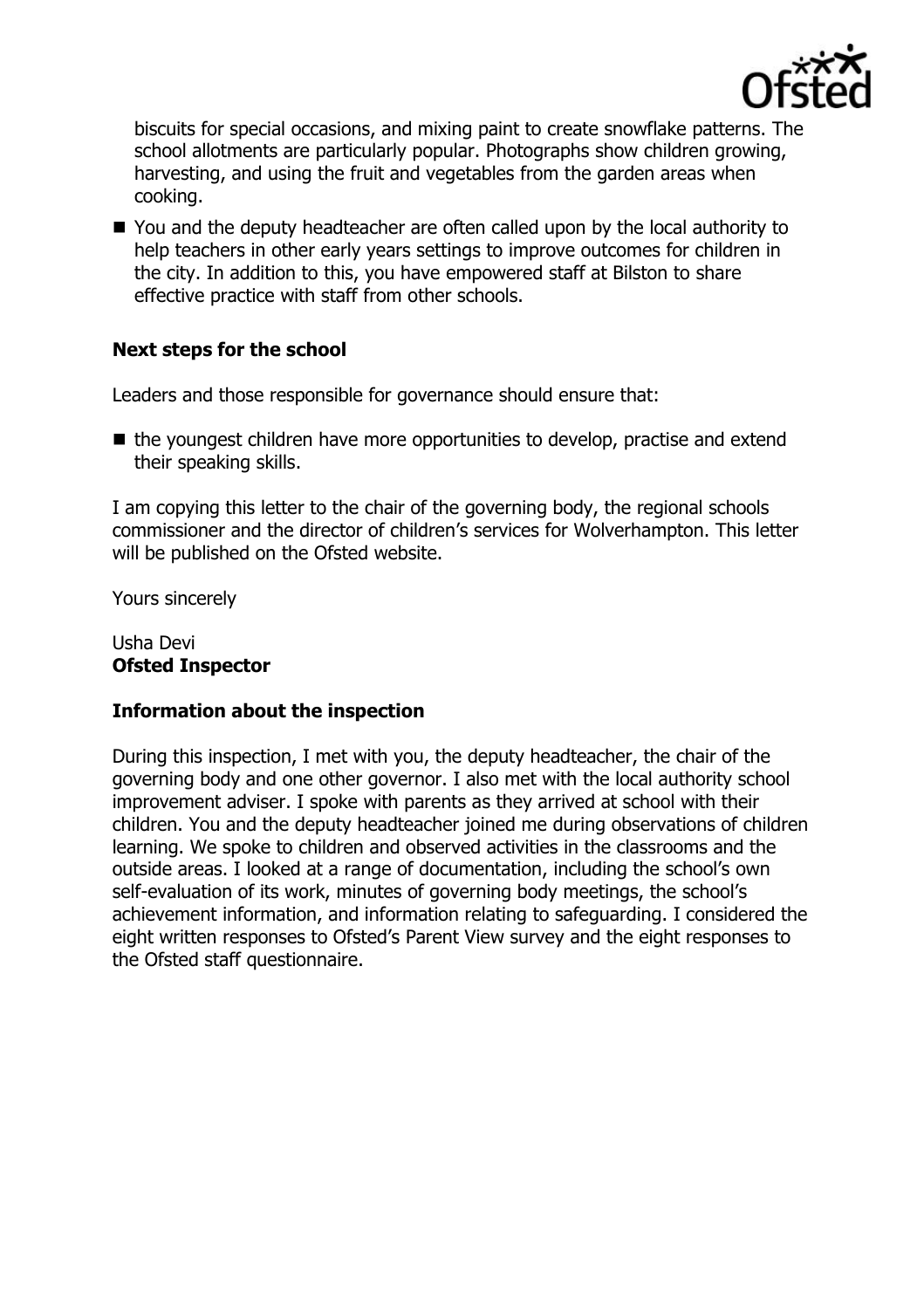biscuits for special occasions, and mixing paint to create snowflake patterns. The school allotments are particularly popular. Photographs show children growing, harvesting, and using the fruit and vegetables from the garden areas when cooking.

- You and the deputy headteacher are often called upon by the local authority to help teachers in other early years settings to improve outcomes for children in the city. In addition to this, you have empowered staff at Bilston to share effective practice with staff from other schools.

### Next steps for the school

Leaders and those responsible for governance should ensure that:

- the youngest children have more opportunities to develop, practise and extend their speaking skills.

I am copying this letter to the chair of the governing body, the regional schools commissioner and the director of children's services for Wolverhampton. This letter will be published on the Ofsted website.

Yours sincerely

Usha Devi
**Ofsted Inspector**

### Information about the inspection

During this inspection, I met with you, the deputy headteacher, the chair of the governing body and one other governor. I also met with the local authority school improvement adviser. I spoke with parents as they arrived at school with their children. You and the deputy headteacher joined me during observations of children learning. We spoke to children and observed activities in the classrooms and the outside areas. I looked at a range of documentation, including the school's own self-evaluation of its work, minutes of governing body meetings, the school's achievement information, and information relating to safeguarding. I considered the eight written responses to Ofsted's Parent View survey and the eight responses to the Ofsted staff questionnaire.